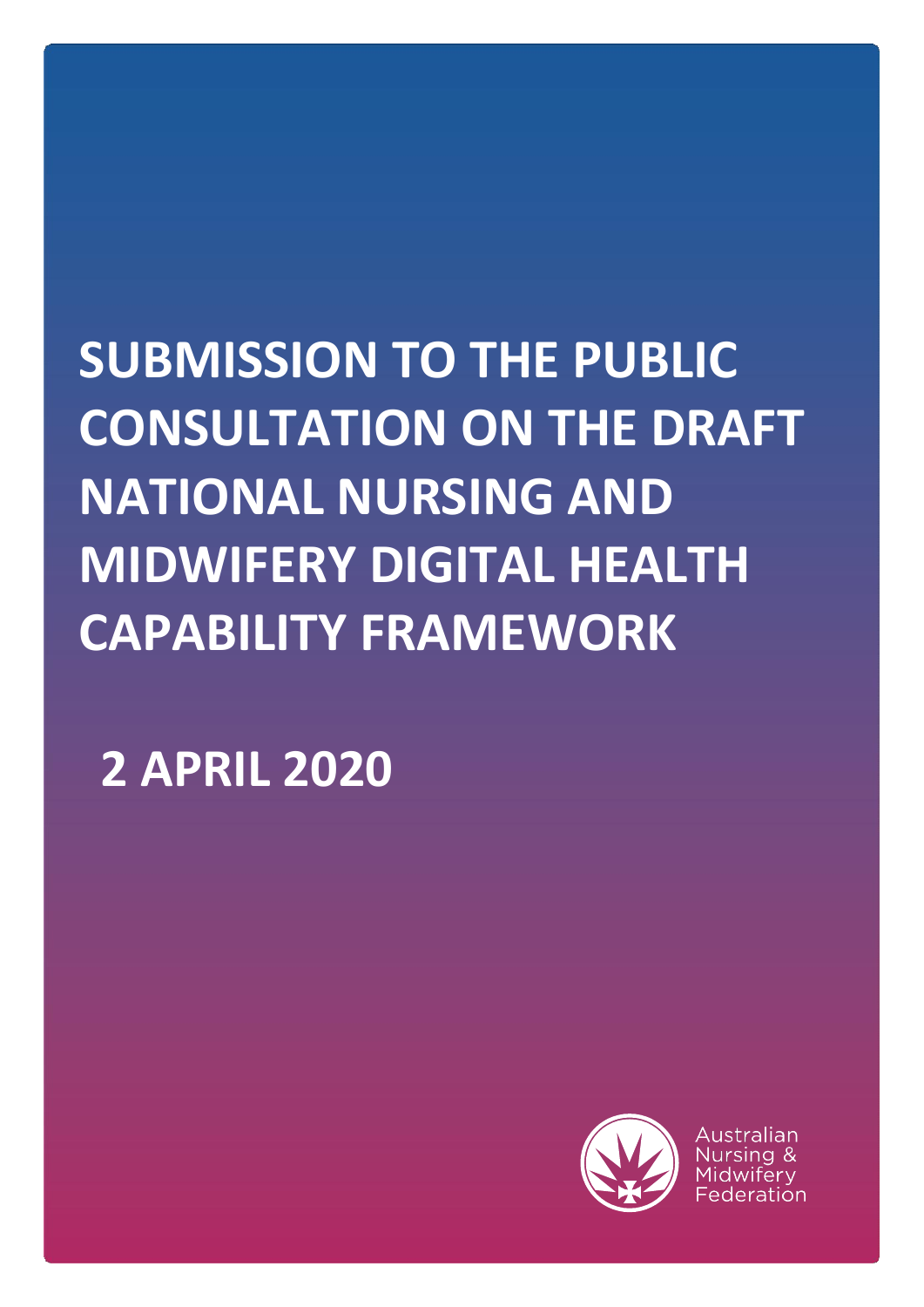# SUBMISSION TO THE PUBLIC CONSULTATION ON THE DRAFT NATIONAL NURSING AND MIDWIFERY DIGITAL HEALTH CAPABILITY FRAMEWORK

## 2 APRIL 2020

Australian Nursing & Midwifery Federation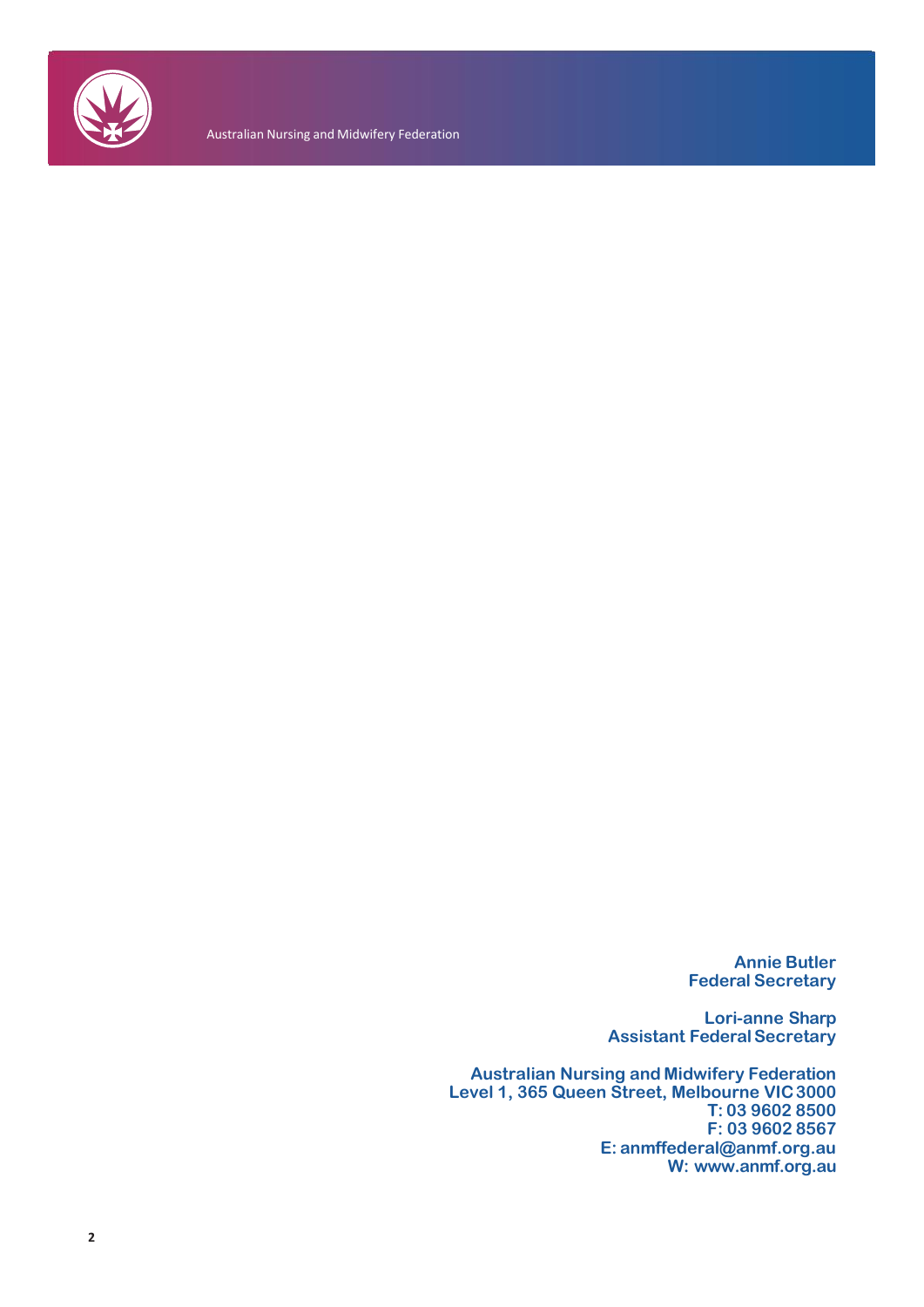**Annie Butler**
**Federal Secretary**

**Lori-anne Sharp**
**Assistant Federal Secretary**

**Australian Nursing and Midwifery Federation**
**Level 1, 365 Queen Street, Melbourne VIC 3000**
**T: 03 9602 8500**
**F: 03 9602 8567**
**E: anmffederal@anmf.org.au**
**W: www.anmf.org.au**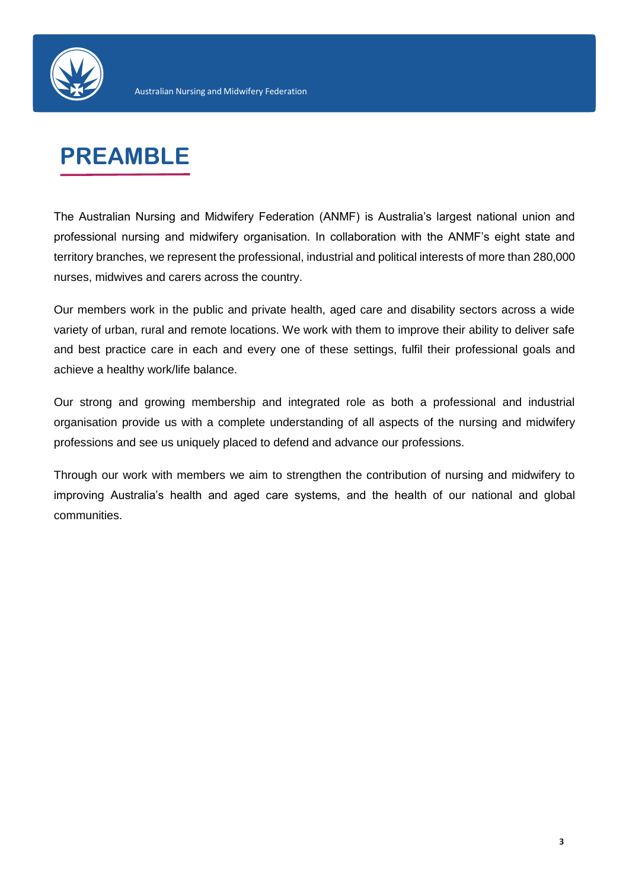# PREAMBLE

The Australian Nursing and Midwifery Federation (ANMF) is Australia's largest national union and professional nursing and midwifery organisation. In collaboration with the ANMF's eight state and territory branches, we represent the professional, industrial and political interests of more than 280,000 nurses, midwives and carers across the country.

Our members work in the public and private health, aged care and disability sectors across a wide variety of urban, rural and remote locations. We work with them to improve their ability to deliver safe and best practice care in each and every one of these settings, fulfil their professional goals and achieve a healthy work/life balance.

Our strong and growing membership and integrated role as both a professional and industrial organisation provide us with a complete understanding of all aspects of the nursing and midwifery professions and see us uniquely placed to defend and advance our professions.

Through our work with members we aim to strengthen the contribution of nursing and midwifery to improving Australia's health and aged care systems, and the health of our national and global communities.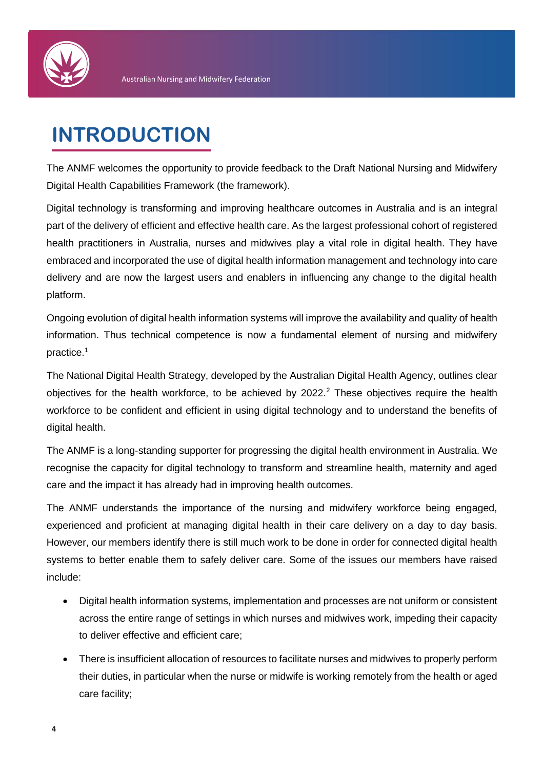# INTRODUCTION

The ANMF welcomes the opportunity to provide feedback to the Draft National Nursing and Midwifery Digital Health Capabilities Framework (the framework).

Digital technology is transforming and improving healthcare outcomes in Australia and is an integral part of the delivery of efficient and effective health care. As the largest professional cohort of registered health practitioners in Australia, nurses and midwives play a vital role in digital health. They have embraced and incorporated the use of digital health information management and technology into care delivery and are now the largest users and enablers in influencing any change to the digital health platform.

Ongoing evolution of digital health information systems will improve the availability and quality of health information. Thus technical competence is now a fundamental element of nursing and midwifery practice.[1]

The National Digital Health Strategy, developed by the Australian Digital Health Agency, outlines clear objectives for the health workforce, to be achieved by 2022.[2] These objectives require the health workforce to be confident and efficient in using digital technology and to understand the benefits of digital health.

The ANMF is a long-standing supporter for progressing the digital health environment in Australia. We recognise the capacity for digital technology to transform and streamline health, maternity and aged care and the impact it has already had in improving health outcomes.

The ANMF understands the importance of the nursing and midwifery workforce being engaged, experienced and proficient at managing digital health in their care delivery on a day to day basis. However, our members identify there is still much work to be done in order for connected digital health systems to better enable them to safely deliver care. Some of the issues our members have raised include:

- Digital health information systems, implementation and processes are not uniform or consistent across the entire range of settings in which nurses and midwives work, impeding their capacity to deliver effective and efficient care;
- There is insufficient allocation of resources to facilitate nurses and midwives to properly perform their duties, in particular when the nurse or midwife is working remotely from the health or aged care facility;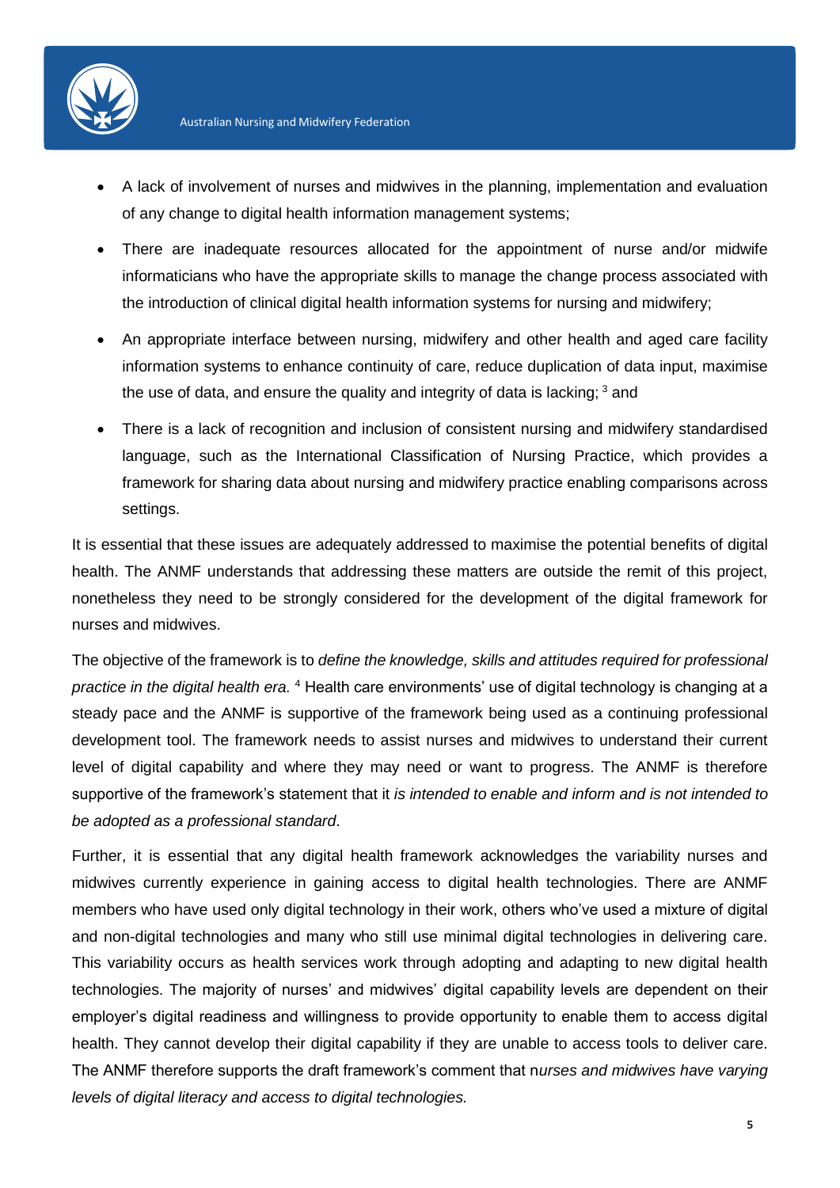- A lack of involvement of nurses and midwives in the planning, implementation and evaluation of any change to digital health information management systems;
- There are inadequate resources allocated for the appointment of nurse and/or midwife informaticians who have the appropriate skills to manage the change process associated with the introduction of clinical digital health information systems for nursing and midwifery;
- An appropriate interface between nursing, midwifery and other health and aged care facility information systems to enhance continuity of care, reduce duplication of data input, maximise the use of data, and ensure the quality and integrity of data is lacking; [3] and
- There is a lack of recognition and inclusion of consistent nursing and midwifery standardised language, such as the International Classification of Nursing Practice, which provides a framework for sharing data about nursing and midwifery practice enabling comparisons across settings.

It is essential that these issues are adequately addressed to maximise the potential benefits of digital health. The ANMF understands that addressing these matters are outside the remit of this project, nonetheless they need to be strongly considered for the development of the digital framework for nurses and midwives.

The objective of the framework is to *define the knowledge, skills and attitudes required for professional practice in the digital health era.* [4] Health care environments' use of digital technology is changing at a steady pace and the ANMF is supportive of the framework being used as a continuing professional development tool. The framework needs to assist nurses and midwives to understand their current level of digital capability and where they may need or want to progress. The ANMF is therefore supportive of the framework's statement that it *is intended to enable and inform and is not intended to be adopted as a professional standard*.

Further, it is essential that any digital health framework acknowledges the variability nurses and midwives currently experience in gaining access to digital health technologies. There are ANMF members who have used only digital technology in their work, others who've used a mixture of digital and non-digital technologies and many who still use minimal digital technologies in delivering care. This variability occurs as health services work through adopting and adapting to new digital health technologies. The majority of nurses' and midwives' digital capability levels are dependent on their employer's digital readiness and willingness to provide opportunity to enable them to access digital health. They cannot develop their digital capability if they are unable to access tools to deliver care. The ANMF therefore supports the draft framework's comment that n*urses and midwives have varying levels of digital literacy and access to digital technologies.*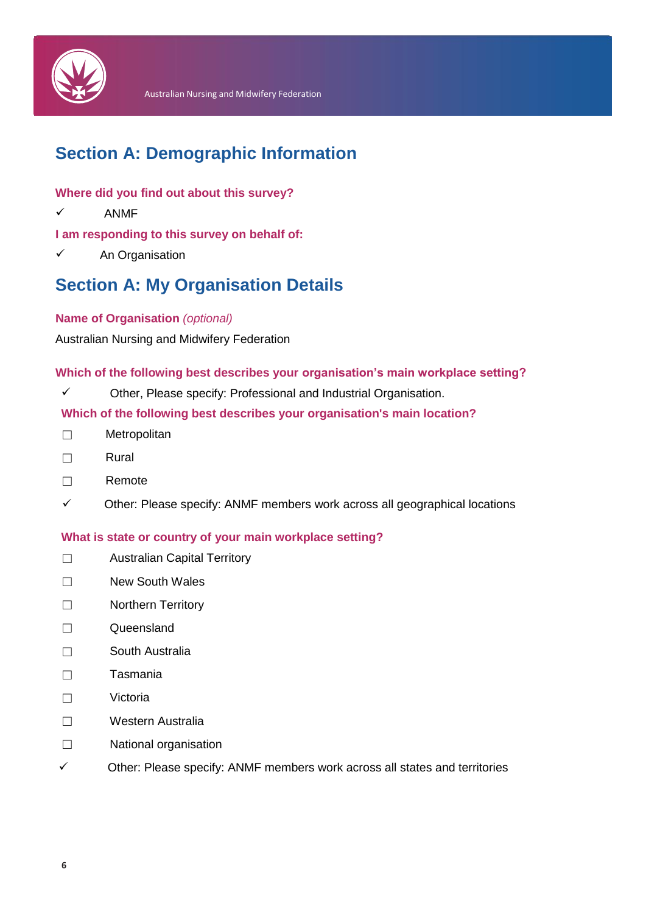## Section A: Demographic Information

**Where did you find out about this survey?**

✓ ANMF

**I am responding to this survey on behalf of:**

✓ An Organisation

## Section A: My Organisation Details

**Name of Organisation** *(optional)*

Australian Nursing and Midwifery Federation

**Which of the following best describes your organisation's main workplace setting?**

✓ Other, Please specify: Professional and Industrial Organisation.

**Which of the following best describes your organisation's main location?**

☐ Metropolitan

☐ Rural

☐ Remote

✓ Other: Please specify: ANMF members work across all geographical locations

**What is state or country of your main workplace setting?**

☐ Australian Capital Territory

☐ New South Wales

☐ Northern Territory

☐ Queensland

☐ South Australia

☐ Tasmania

☐ Victoria

☐ Western Australia

☐ National organisation

✓ Other: Please specify: ANMF members work across all states and territories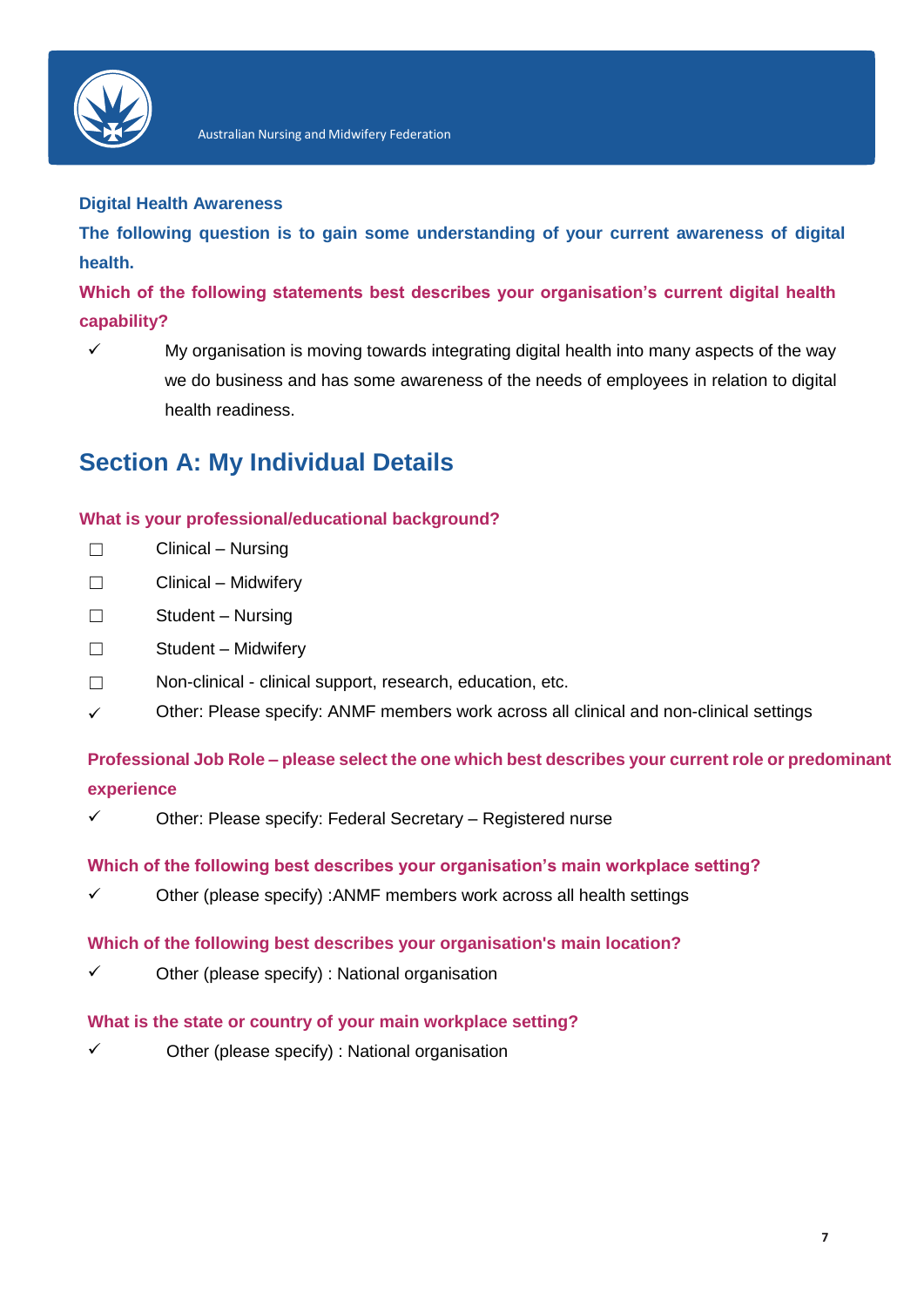**Digital Health Awareness**

**The following question is to gain some understanding of your current awareness of digital health.**

**Which of the following statements best describes your organisation's current digital health capability?**

✓ My organisation is moving towards integrating digital health into many aspects of the way we do business and has some awareness of the needs of employees in relation to digital health readiness.

## Section A: My Individual Details

**What is your professional/educational background?**

☐ Clinical – Nursing

☐ Clinical – Midwifery

☐ Student – Nursing

☐ Student – Midwifery

☐ Non-clinical - clinical support, research, education, etc.

✓ Other: Please specify: ANMF members work across all clinical and non-clinical settings

**Professional Job Role – please select the one which best describes your current role or predominant experience**

✓ Other: Please specify: Federal Secretary – Registered nurse

**Which of the following best describes your organisation's main workplace setting?**

✓ Other (please specify) :ANMF members work across all health settings

**Which of the following best describes your organisation's main location?**

✓ Other (please specify) : National organisation

**What is the state or country of your main workplace setting?**

✓ Other (please specify) : National organisation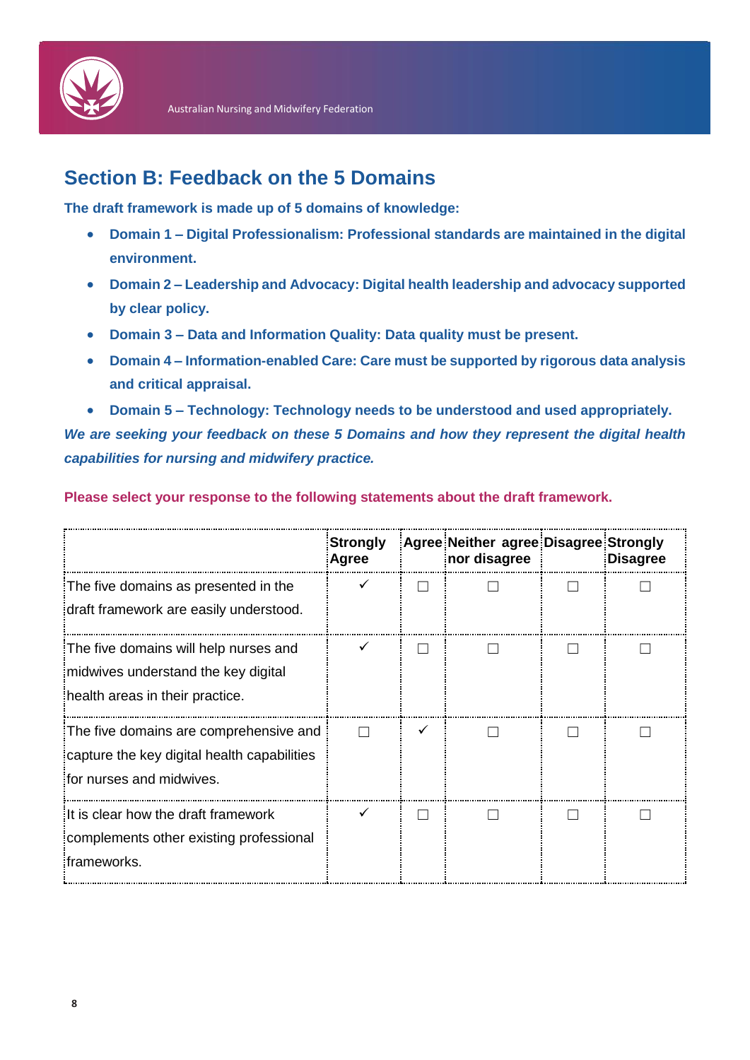## Section B: Feedback on the 5 Domains

**The draft framework is made up of 5 domains of knowledge:**

- **Domain 1 – Digital Professionalism: Professional standards are maintained in the digital environment.**
- **Domain 2 – Leadership and Advocacy: Digital health leadership and advocacy supported by clear policy.**
- **Domain 3 – Data and Information Quality: Data quality must be present.**
- **Domain 4 – Information-enabled Care: Care must be supported by rigorous data analysis and critical appraisal.**
- **Domain 5 – Technology: Technology needs to be understood and used appropriately.**

***We are seeking your feedback on these 5 Domains and how they represent the digital health capabilities for nursing and midwifery practice.***

**Please select your response to the following statements about the draft framework.**

| | Strongly Agree | Agree | Neither agree nor disagree | Disagree | Strongly Disagree |
|---|---|---|---|---|---|
| The five domains as presented in the draft framework are easily understood. | ✓ | ☐ | ☐ | ☐ | ☐ |
| The five domains will help nurses and midwives understand the key digital health areas in their practice. | ✓ | ☐ | ☐ | ☐ | ☐ |
| The five domains are comprehensive and capture the key digital health capabilities for nurses and midwives. | ☐ | ✓ | ☐ | ☐ | ☐ |
| It is clear how the draft framework complements other existing professional frameworks. | ✓ | ☐ | ☐ | ☐ | ☐ |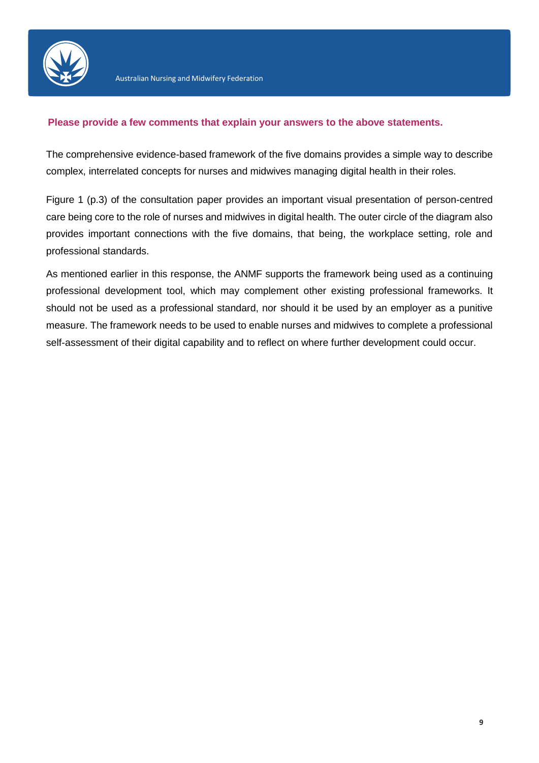**Please provide a few comments that explain your answers to the above statements.**

The comprehensive evidence-based framework of the five domains provides a simple way to describe complex, interrelated concepts for nurses and midwives managing digital health in their roles.

Figure 1 (p.3) of the consultation paper provides an important visual presentation of person-centred care being core to the role of nurses and midwives in digital health. The outer circle of the diagram also provides important connections with the five domains, that being, the workplace setting, role and professional standards.

As mentioned earlier in this response, the ANMF supports the framework being used as a continuing professional development tool, which may complement other existing professional frameworks. It should not be used as a professional standard, nor should it be used by an employer as a punitive measure. The framework needs to be used to enable nurses and midwives to complete a professional self-assessment of their digital capability and to reflect on where further development could occur.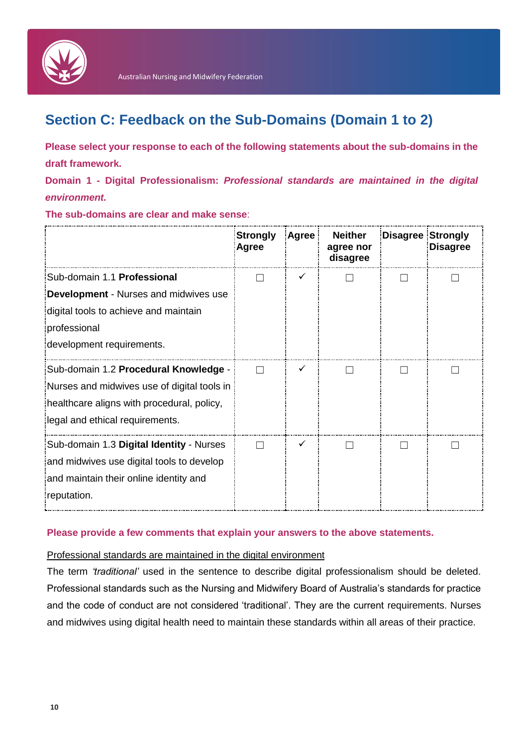## Section C: Feedback on the Sub-Domains (Domain 1 to 2)

**Please select your response to each of the following statements about the sub-domains in the draft framework.**

**Domain 1 - Digital Professionalism: *Professional standards are maintained in the digital environment.***

**The sub-domains are clear and make sense**:

| | Strongly Agree | Agree | Neither agree nor disagree | Disagree | Strongly Disagree |
|---|---|---|---|---|---|
| Sub-domain 1.1 **Professional Development** - Nurses and midwives use digital tools to achieve and maintain professional development requirements. | ☐ | ✓ | ☐ | ☐ | ☐ |
| Sub-domain 1.2 **Procedural Knowledge** - Nurses and midwives use of digital tools in healthcare aligns with procedural, policy, legal and ethical requirements. | ☐ | ✓ | ☐ | ☐ | ☐ |
| Sub-domain 1.3 **Digital Identity** - Nurses and midwives use digital tools to develop and maintain their online identity and reputation. | ☐ | ✓ | ☐ | ☐ | ☐ |

**Please provide a few comments that explain your answers to the above statements.**

<u>Professional standards are maintained in the digital environment</u>

The term *'traditional'* used in the sentence to describe digital professionalism should be deleted. Professional standards such as the Nursing and Midwifery Board of Australia's standards for practice and the code of conduct are not considered 'traditional'. They are the current requirements. Nurses and midwives using digital health need to maintain these standards within all areas of their practice.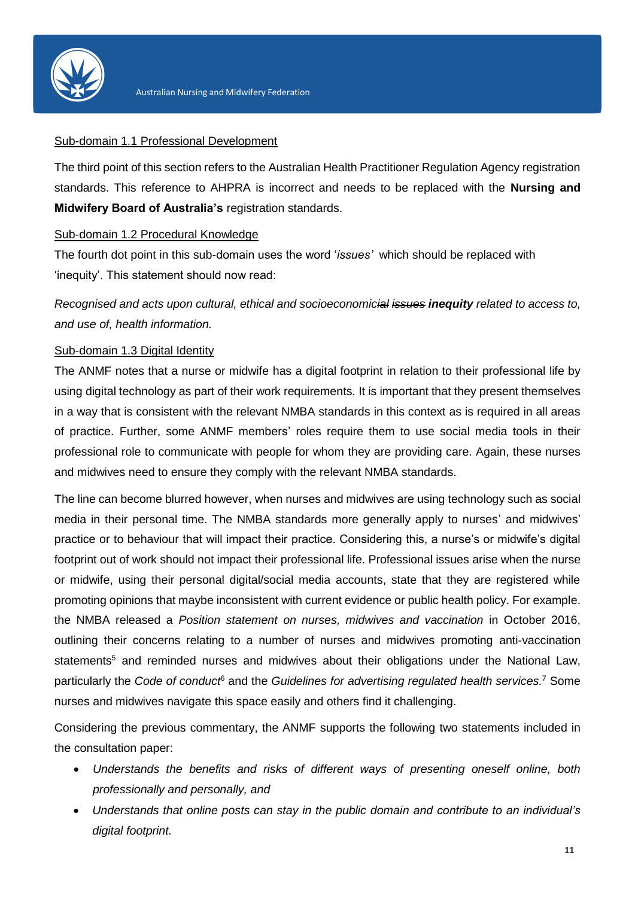Sub-domain 1.1 Professional Development

The third point of this section refers to the Australian Health Practitioner Regulation Agency registration standards. This reference to AHPRA is incorrect and needs to be replaced with the **Nursing and Midwifery Board of Australia's** registration standards.

Sub-domain 1.2 Procedural Knowledge

The fourth dot point in this sub-domain uses the word '*issues'* which should be replaced with 'inequity'. This statement should now read:

*Recognised and acts upon cultural, ethical and socioeconomic~~ial~~ ~~issues~~ **inequity** related to access to, and use of, health information.*

Sub-domain 1.3 Digital Identity

The ANMF notes that a nurse or midwife has a digital footprint in relation to their professional life by using digital technology as part of their work requirements. It is important that they present themselves in a way that is consistent with the relevant NMBA standards in this context as is required in all areas of practice. Further, some ANMF members' roles require them to use social media tools in their professional role to communicate with people for whom they are providing care. Again, these nurses and midwives need to ensure they comply with the relevant NMBA standards.

The line can become blurred however, when nurses and midwives are using technology such as social media in their personal time. The NMBA standards more generally apply to nurses' and midwives' practice or to behaviour that will impact their practice. Considering this, a nurse's or midwife's digital footprint out of work should not impact their professional life. Professional issues arise when the nurse or midwife, using their personal digital/social media accounts, state that they are registered while promoting opinions that maybe inconsistent with current evidence or public health policy. For example. the NMBA released a *Position statement on nurses, midwives and vaccination* in October 2016, outlining their concerns relating to a number of nurses and midwives promoting anti-vaccination statements[5] and reminded nurses and midwives about their obligations under the National Law, particularly the *Code of conduct*[6] and the *Guidelines for advertising regulated health services.*[7] Some nurses and midwives navigate this space easily and others find it challenging.

Considering the previous commentary, the ANMF supports the following two statements included in the consultation paper:

- *Understands the benefits and risks of different ways of presenting oneself online, both professionally and personally, and*
- *Understands that online posts can stay in the public domain and contribute to an individual's digital footprint.*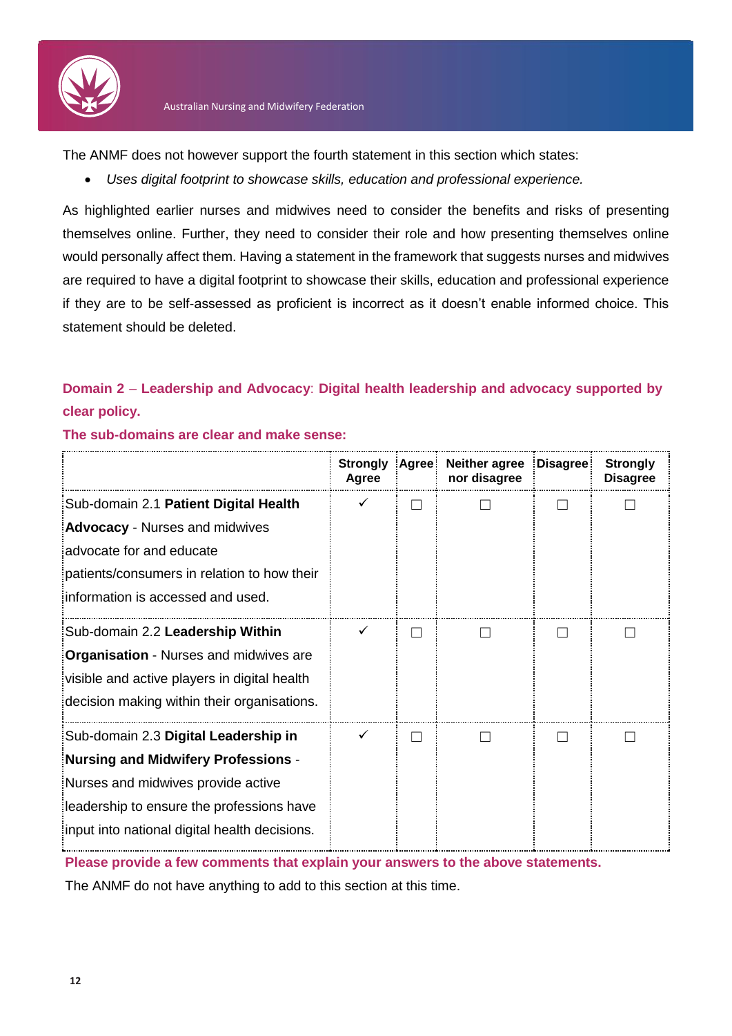The ANMF does not however support the fourth statement in this section which states:

- *Uses digital footprint to showcase skills, education and professional experience.*

As highlighted earlier nurses and midwives need to consider the benefits and risks of presenting themselves online. Further, they need to consider their role and how presenting themselves online would personally affect them. Having a statement in the framework that suggests nurses and midwives are required to have a digital footprint to showcase their skills, education and professional experience if they are to be self-assessed as proficient is incorrect as it doesn't enable informed choice. This statement should be deleted.

### Domain 2 – Leadership and Advocacy: Digital health leadership and advocacy supported by clear policy.

**The sub-domains are clear and make sense:**

| | Strongly Agree | Agree | Neither agree nor disagree | Disagree | Strongly Disagree |
|---|---|---|---|---|---|
| Sub-domain 2.1 **Patient Digital Health Advocacy** - Nurses and midwives advocate for and educate patients/consumers in relation to how their information is accessed and used. | ✓ | ☐ | ☐ | ☐ | ☐ |
| Sub-domain 2.2 **Leadership Within Organisation** - Nurses and midwives are visible and active players in digital health decision making within their organisations. | ✓ | ☐ | ☐ | ☐ | ☐ |
| Sub-domain 2.3 **Digital Leadership in Nursing and Midwifery Professions** - Nurses and midwives provide active leadership to ensure the professions have input into national digital health decisions. | ✓ | ☐ | ☐ | ☐ | ☐ |

**Please provide a few comments that explain your answers to the above statements.**

The ANMF do not have anything to add to this section at this time.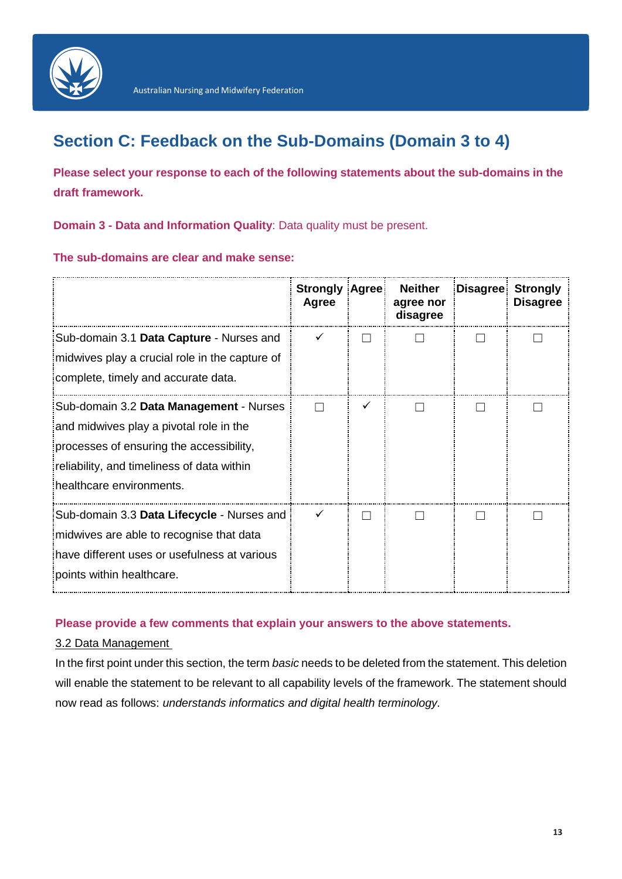## Section C: Feedback on the Sub-Domains (Domain 3 to 4)

**Please select your response to each of the following statements about the sub-domains in the draft framework.**

**Domain 3 - Data and Information Quality**: Data quality must be present.

**The sub-domains are clear and make sense:**

| | Strongly Agree | Agree | Neither agree nor disagree | Disagree | Strongly Disagree |
|---|---|---|---|---|---|
| Sub-domain 3.1 **Data Capture** - Nurses and midwives play a crucial role in the capture of complete, timely and accurate data. | ✓ | ☐ | ☐ | ☐ | ☐ |
| Sub-domain 3.2 **Data Management** - Nurses and midwives play a pivotal role in the processes of ensuring the accessibility, reliability, and timeliness of data within healthcare environments. | ☐ | ✓ | ☐ | ☐ | ☐ |
| Sub-domain 3.3 **Data Lifecycle** - Nurses and midwives are able to recognise that data have different uses or usefulness at various points within healthcare. | ✓ | ☐ | ☐ | ☐ | ☐ |

**Please provide a few comments that explain your answers to the above statements.**

3.2 Data Management

In the first point under this section, the term *basic* needs to be deleted from the statement. This deletion will enable the statement to be relevant to all capability levels of the framework. The statement should now read as follows: *understands informatics and digital health terminology*.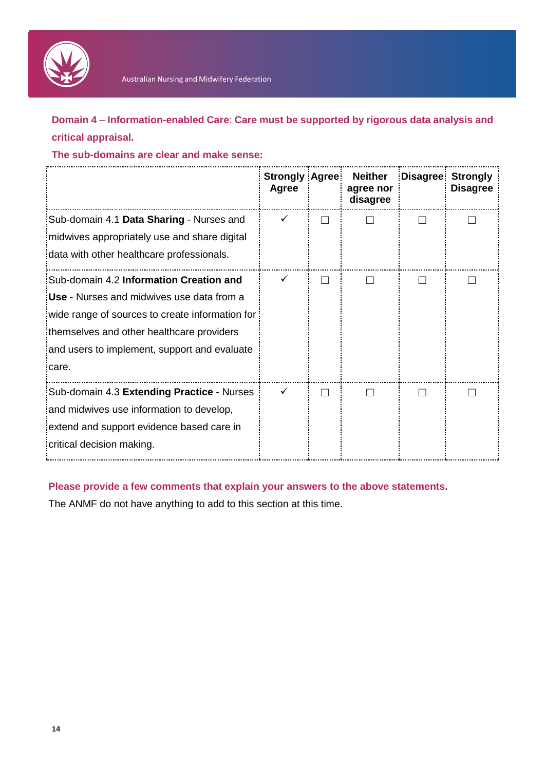**Domain 4 – Information-enabled Care: Care must be supported by rigorous data analysis and critical appraisal.**

**The sub-domains are clear and make sense:**

| | Strongly Agree | Agree | Neither agree nor disagree | Disagree | Strongly Disagree |
|---|---|---|---|---|---|
| Sub-domain 4.1 **Data Sharing** - Nurses and midwives appropriately use and share digital data with other healthcare professionals. | ✓ | ☐ | ☐ | ☐ | ☐ |
| Sub-domain 4.2 **Information Creation and Use** - Nurses and midwives use data from a wide range of sources to create information for themselves and other healthcare providers and users to implement, support and evaluate care. | ✓ | ☐ | ☐ | ☐ | ☐ |
| Sub-domain 4.3 **Extending Practice** - Nurses and midwives use information to develop, extend and support evidence based care in critical decision making. | ✓ | ☐ | ☐ | ☐ | ☐ |

**Please provide a few comments that explain your answers to the above statements.**

The ANMF do not have anything to add to this section at this time.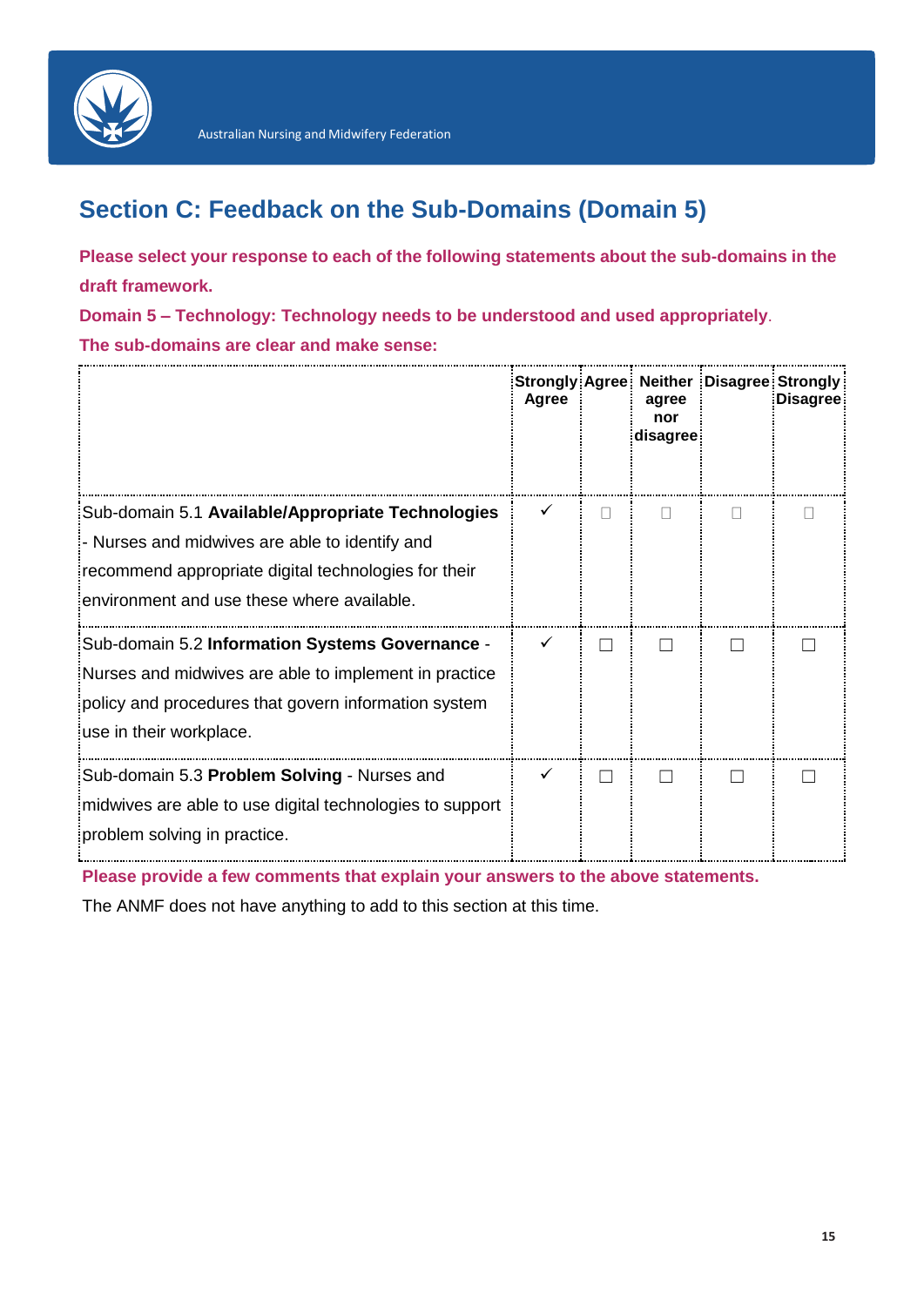## Section C: Feedback on the Sub-Domains (Domain 5)

**Please select your response to each of the following statements about the sub-domains in the draft framework.**

**Domain 5 – Technology: Technology needs to be understood and used appropriately**.

**The sub-domains are clear and make sense:**

| | **Strongly Agree** | **Agree** | **Neither agree nor disagree** | **Disagree** | **Strongly Disagree** |
|---|---|---|---|---|---|
| Sub-domain 5.1 **Available/Appropriate Technologies** - Nurses and midwives are able to identify and recommend appropriate digital technologies for their environment and use these where available. | ✓ | ☐ | ☐ | ☐ | ☐ |
| Sub-domain 5.2 **Information Systems Governance** - Nurses and midwives are able to implement in practice policy and procedures that govern information system use in their workplace. | ✓ | ☐ | ☐ | ☐ | ☐ |
| Sub-domain 5.3 **Problem Solving** - Nurses and midwives are able to use digital technologies to support problem solving in practice. | ✓ | ☐ | ☐ | ☐ | ☐ |

**Please provide a few comments that explain your answers to the above statements.**

The ANMF does not have anything to add to this section at this time.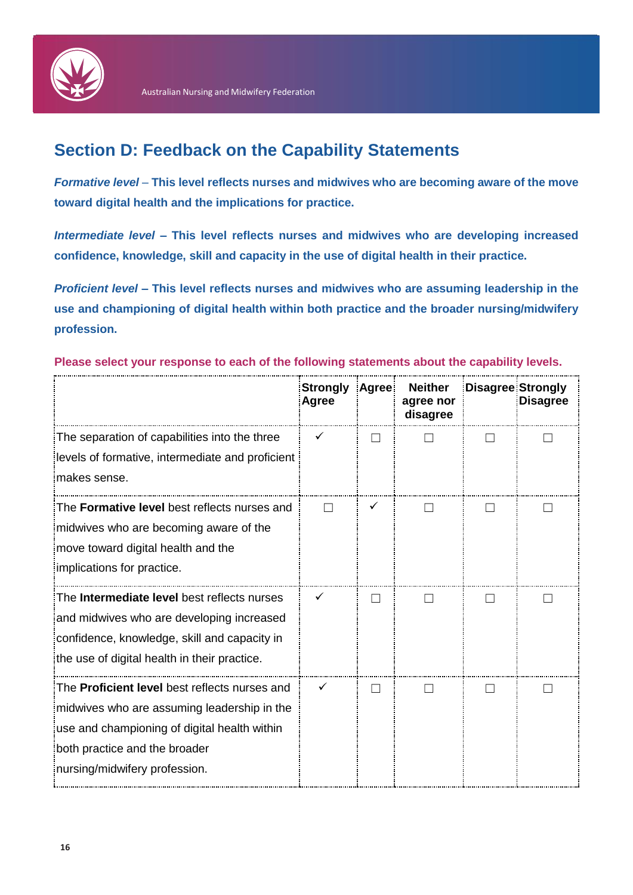## Section D: Feedback on the Capability Statements

***Formative level*** **– This level reflects nurses and midwives who are becoming aware of the move toward digital health and the implications for practice.**

***Intermediate level*** **– This level reflects nurses and midwives who are developing increased confidence, knowledge, skill and capacity in the use of digital health in their practice.**

***Proficient level*** **– This level reflects nurses and midwives who are assuming leadership in the use and championing of digital health within both practice and the broader nursing/midwifery profession.**

**Please select your response to each of the following statements about the capability levels.**

| | Strongly Agree | Agree | Neither agree nor disagree | Disagree | Strongly Disagree |
|---|---|---|---|---|---|
| The separation of capabilities into the three levels of formative, intermediate and proficient makes sense. | ✓ | ☐ | ☐ | ☐ | ☐ |
| The **Formative level** best reflects nurses and midwives who are becoming aware of the move toward digital health and the implications for practice. | ☐ | ✓ | ☐ | ☐ | ☐ |
| The **Intermediate level** best reflects nurses and midwives who are developing increased confidence, knowledge, skill and capacity in the use of digital health in their practice. | ✓ | ☐ | ☐ | ☐ | ☐ |
| The **Proficient level** best reflects nurses and midwives who are assuming leadership in the use and championing of digital health within both practice and the broader nursing/midwifery profession. | ✓ | ☐ | ☐ | ☐ | ☐ |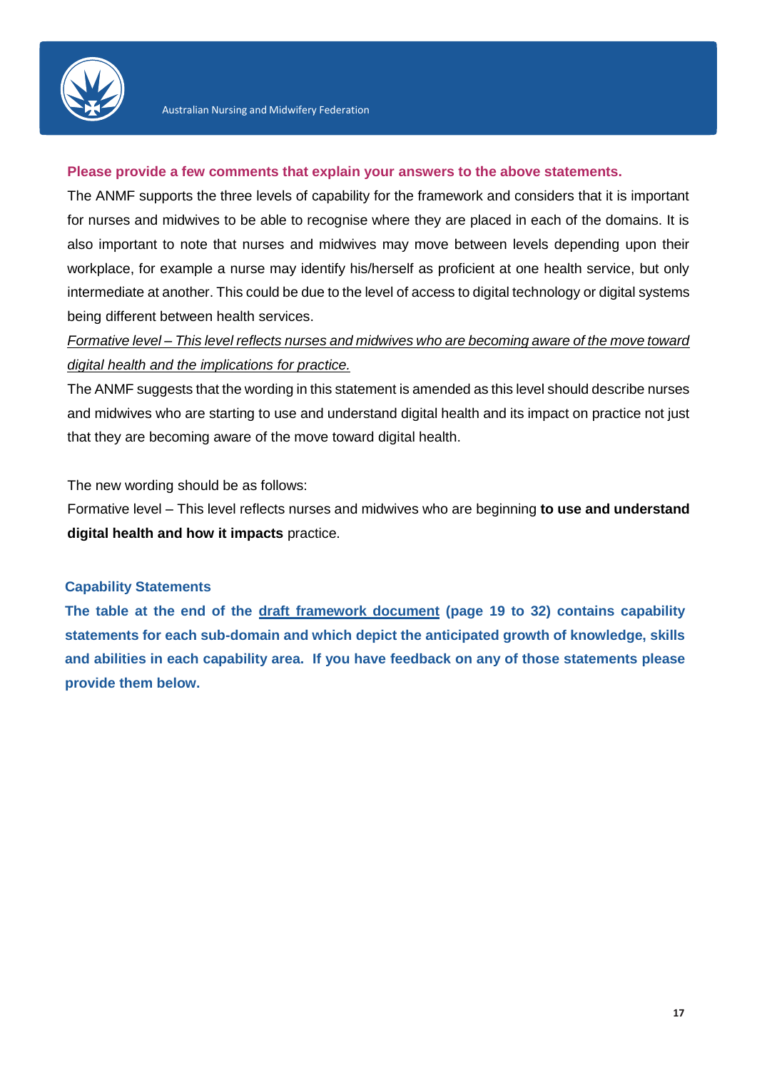**Please provide a few comments that explain your answers to the above statements.**

The ANMF supports the three levels of capability for the framework and considers that it is important for nurses and midwives to be able to recognise where they are placed in each of the domains. It is also important to note that nurses and midwives may move between levels depending upon their workplace, for example a nurse may identify his/herself as proficient at one health service, but only intermediate at another. This could be due to the level of access to digital technology or digital systems being different between health services.

*Formative level – This level reflects nurses and midwives who are becoming aware of the move toward digital health and the implications for practice.*

The ANMF suggests that the wording in this statement is amended as this level should describe nurses and midwives who are starting to use and understand digital health and its impact on practice not just that they are becoming aware of the move toward digital health.

The new wording should be as follows:

Formative level – This level reflects nurses and midwives who are beginning **to use and understand digital health and how it impacts** practice.

**Capability Statements**

**The table at the end of the draft framework document (page 19 to 32) contains capability statements for each sub-domain and which depict the anticipated growth of knowledge, skills and abilities in each capability area. If you have feedback on any of those statements please provide them below.**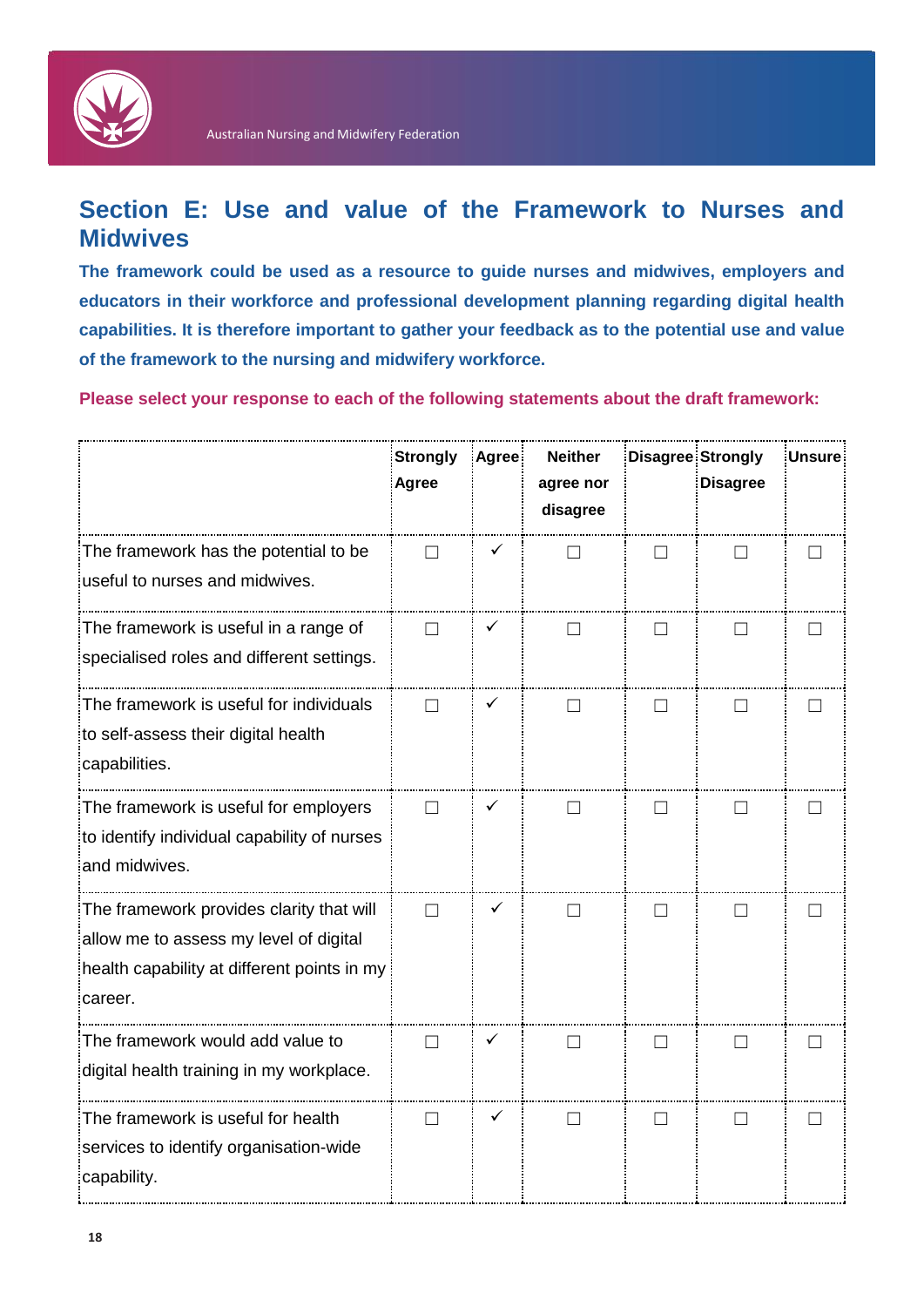## Section E: Use and value of the Framework to Nurses and Midwives

**The framework could be used as a resource to guide nurses and midwives, employers and educators in their workforce and professional development planning regarding digital health capabilities. It is therefore important to gather your feedback as to the potential use and value of the framework to the nursing and midwifery workforce.**

**Please select your response to each of the following statements about the draft framework:**

| | Strongly Agree | Agree | Neither agree nor disagree | Disagree | Strongly Disagree | Unsure |
|---|---|---|---|---|---|---|
| The framework has the potential to be useful to nurses and midwives. | ☐ | ✓ | ☐ | ☐ | ☐ | ☐ |
| The framework is useful in a range of specialised roles and different settings. | ☐ | ✓ | ☐ | ☐ | ☐ | ☐ |
| The framework is useful for individuals to self-assess their digital health capabilities. | ☐ | ✓ | ☐ | ☐ | ☐ | ☐ |
| The framework is useful for employers to identify individual capability of nurses and midwives. | ☐ | ✓ | ☐ | ☐ | ☐ | ☐ |
| The framework provides clarity that will allow me to assess my level of digital health capability at different points in my career. | ☐ | ✓ | ☐ | ☐ | ☐ | ☐ |
| The framework would add value to digital health training in my workplace. | ☐ | ✓ | ☐ | ☐ | ☐ | ☐ |
| The framework is useful for health services to identify organisation-wide capability. | ☐ | ✓ | ☐ | ☐ | ☐ | ☐ |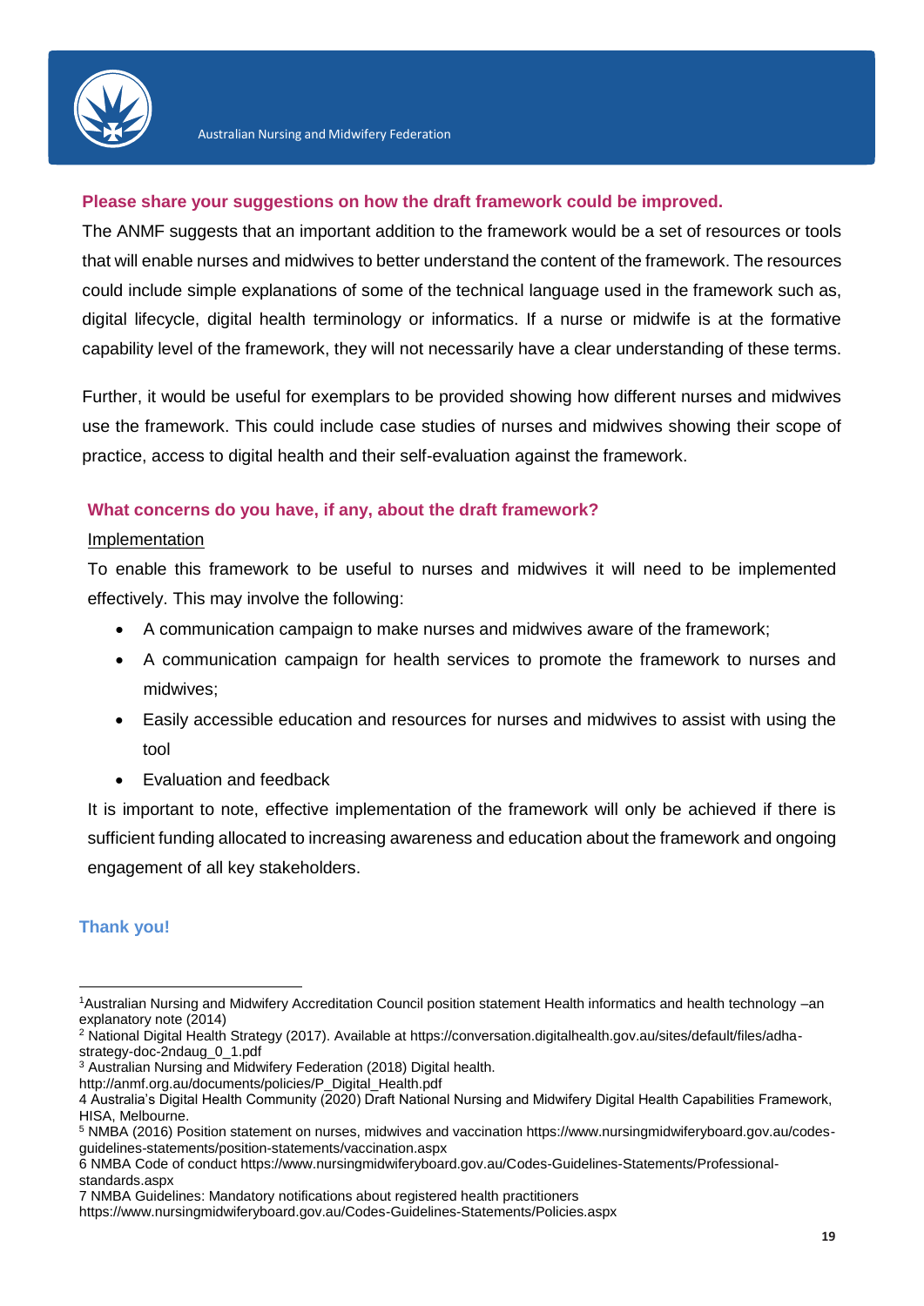**Please share your suggestions on how the draft framework could be improved.**

The ANMF suggests that an important addition to the framework would be a set of resources or tools that will enable nurses and midwives to better understand the content of the framework. The resources could include simple explanations of some of the technical language used in the framework such as, digital lifecycle, digital health terminology or informatics. If a nurse or midwife is at the formative capability level of the framework, they will not necessarily have a clear understanding of these terms.

Further, it would be useful for exemplars to be provided showing how different nurses and midwives use the framework. This could include case studies of nurses and midwives showing their scope of practice, access to digital health and their self-evaluation against the framework.

**What concerns do you have, if any, about the draft framework?**

Implementation

To enable this framework to be useful to nurses and midwives it will need to be implemented effectively. This may involve the following:

- A communication campaign to make nurses and midwives aware of the framework;
- A communication campaign for health services to promote the framework to nurses and midwives;
- Easily accessible education and resources for nurses and midwives to assist with using the tool
- Evaluation and feedback

It is important to note, effective implementation of the framework will only be achieved if there is sufficient funding allocated to increasing awareness and education about the framework and ongoing engagement of all key stakeholders.

**Thank you!**

---

[1]Australian Nursing and Midwifery Accreditation Council position statement Health informatics and health technology –an explanatory note (2014)

[2] National Digital Health Strategy (2017). Available at https://conversation.digitalhealth.gov.au/sites/default/files/adha-strategy-doc-2ndaug_0_1.pdf

[3] Australian Nursing and Midwifery Federation (2018) Digital health. http://anmf.org.au/documents/policies/P_Digital_Health.pdf

4 Australia's Digital Health Community (2020) Draft National Nursing and Midwifery Digital Health Capabilities Framework, HISA, Melbourne.

[5] NMBA (2016) Position statement on nurses, midwives and vaccination https://www.nursingmidwiferyboard.gov.au/codes-guidelines-statements/position-statements/vaccination.aspx

6 NMBA Code of conduct https://www.nursingmidwiferyboard.gov.au/Codes-Guidelines-Statements/Professional-standards.aspx

7 NMBA Guidelines: Mandatory notifications about registered health practitioners https://www.nursingmidwiferyboard.gov.au/Codes-Guidelines-Statements/Policies.aspx